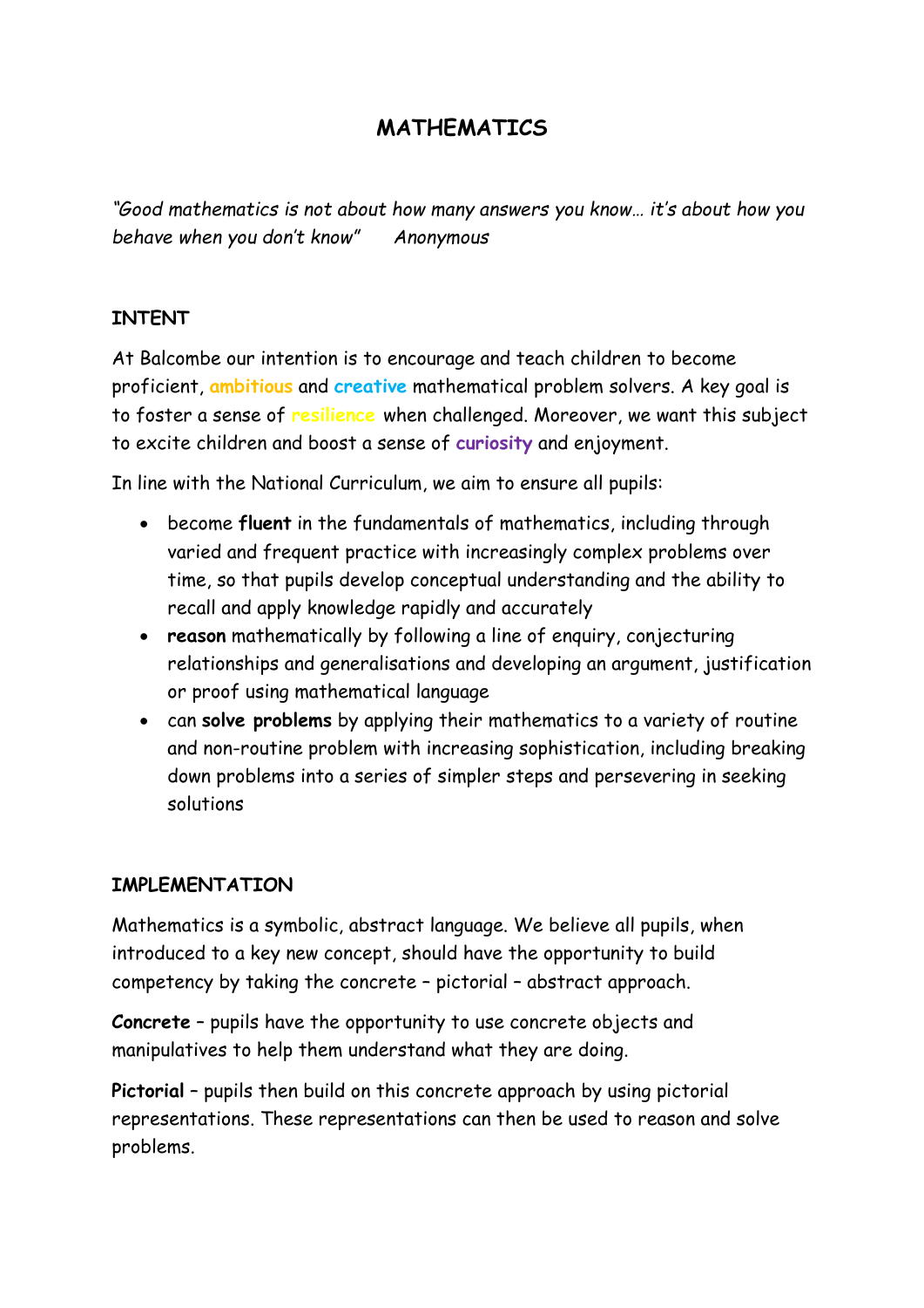# MATHEMATICS

*"Good mathematics is not about how many answers you know… it's about how you behave when you don't know"* *Anonymous*

## INTENT

At Balcombe our intention is to encourage and teach children to become proficient, **ambitious** and **creative** mathematical problem solvers. A key goal is to foster a sense of **resilience** when challenged. Moreover, we want this subject to excite children and boost a sense of **curiosity** and enjoyment.

In line with the National Curriculum, we aim to ensure all pupils:

- become **fluent** in the fundamentals of mathematics, including through varied and frequent practice with increasingly complex problems over time, so that pupils develop conceptual understanding and the ability to recall and apply knowledge rapidly and accurately
- **reason** mathematically by following a line of enquiry, conjecturing relationships and generalisations and developing an argument, justification or proof using mathematical language
- can **solve problems** by applying their mathematics to a variety of routine and non-routine problem with increasing sophistication, including breaking down problems into a series of simpler steps and persevering in seeking solutions

## IMPLEMENTATION

Mathematics is a symbolic, abstract language. We believe all pupils, when introduced to a key new concept, should have the opportunity to build competency by taking the concrete – pictorial – abstract approach.

**Concrete** – pupils have the opportunity to use concrete objects and manipulatives to help them understand what they are doing.

**Pictorial** – pupils then build on this concrete approach by using pictorial representations. These representations can then be used to reason and solve problems.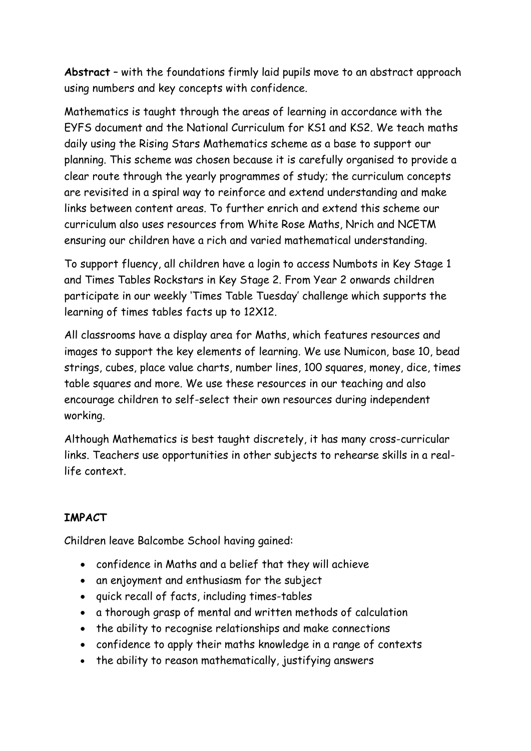**Abstract** – with the foundations firmly laid pupils move to an abstract approach using numbers and key concepts with confidence.

Mathematics is taught through the areas of learning in accordance with the EYFS document and the National Curriculum for KS1 and KS2. We teach maths daily using the Rising Stars Mathematics scheme as a base to support our planning. This scheme was chosen because it is carefully organised to provide a clear route through the yearly programmes of study; the curriculum concepts are revisited in a spiral way to reinforce and extend understanding and make links between content areas. To further enrich and extend this scheme our curriculum also uses resources from White Rose Maths, Nrich and NCETM ensuring our children have a rich and varied mathematical understanding.

To support fluency, all children have a login to access Numbots in Key Stage 1 and Times Tables Rockstars in Key Stage 2. From Year 2 onwards children participate in our weekly 'Times Table Tuesday' challenge which supports the learning of times tables facts up to 12X12.

All classrooms have a display area for Maths, which features resources and images to support the key elements of learning. We use Numicon, base 10, bead strings, cubes, place value charts, number lines, 100 squares, money, dice, times table squares and more. We use these resources in our teaching and also encourage children to self-select their own resources during independent working.

Although Mathematics is best taught discretely, it has many cross-curricular links. Teachers use opportunities in other subjects to rehearse skills in a real-life context.

**IMPACT**

Children leave Balcombe School having gained:

- confidence in Maths and a belief that they will achieve
- an enjoyment and enthusiasm for the subject
- quick recall of facts, including times-tables
- a thorough grasp of mental and written methods of calculation
- the ability to recognise relationships and make connections
- confidence to apply their maths knowledge in a range of contexts
- the ability to reason mathematically, justifying answers